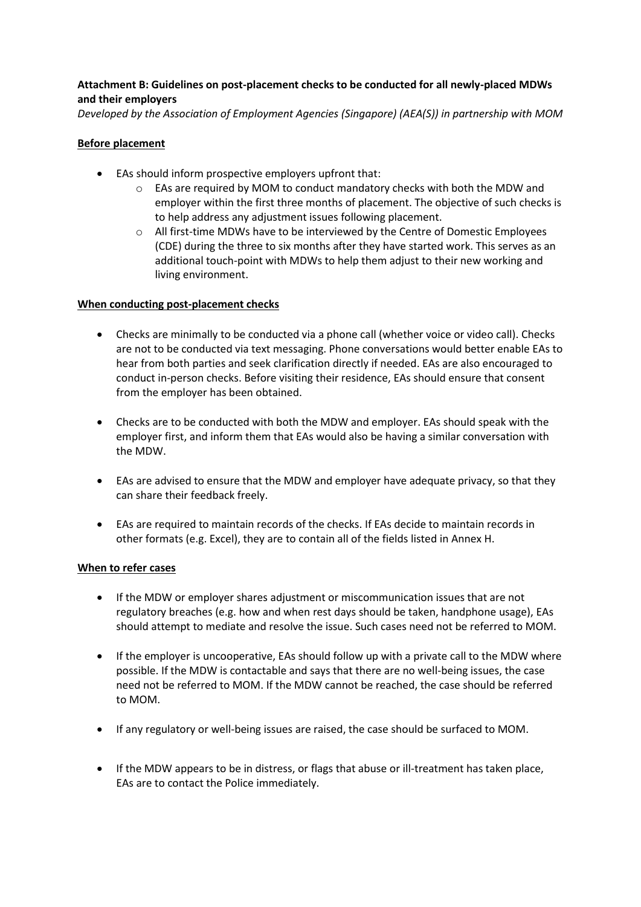**Attachment B: Guidelines on post-placement checks to be conducted for all newly-placed MDWs and their employers**

*Developed by the Association of Employment Agencies (Singapore) (AEA(S)) in partnership with MOM*

**Before placement**

- EAs should inform prospective employers upfront that:
  - EAs are required by MOM to conduct mandatory checks with both the MDW and employer within the first three months of placement. The objective of such checks is to help address any adjustment issues following placement.
  - All first-time MDWs have to be interviewed by the Centre of Domestic Employees (CDE) during the three to six months after they have started work. This serves as an additional touch-point with MDWs to help them adjust to their new working and living environment.

**When conducting post-placement checks**

- Checks are minimally to be conducted via a phone call (whether voice or video call). Checks are not to be conducted via text messaging. Phone conversations would better enable EAs to hear from both parties and seek clarification directly if needed. EAs are also encouraged to conduct in-person checks. Before visiting their residence, EAs should ensure that consent from the employer has been obtained.

- Checks are to be conducted with both the MDW and employer. EAs should speak with the employer first, and inform them that EAs would also be having a similar conversation with the MDW.

- EAs are advised to ensure that the MDW and employer have adequate privacy, so that they can share their feedback freely.

- EAs are required to maintain records of the checks. If EAs decide to maintain records in other formats (e.g. Excel), they are to contain all of the fields listed in Annex H.

**When to refer cases**

- If the MDW or employer shares adjustment or miscommunication issues that are not regulatory breaches (e.g. how and when rest days should be taken, handphone usage), EAs should attempt to mediate and resolve the issue. Such cases need not be referred to MOM.

- If the employer is uncooperative, EAs should follow up with a private call to the MDW where possible. If the MDW is contactable and says that there are no well-being issues, the case need not be referred to MOM. If the MDW cannot be reached, the case should be referred to MOM.

- If any regulatory or well-being issues are raised, the case should be surfaced to MOM.

- If the MDW appears to be in distress, or flags that abuse or ill-treatment has taken place, EAs are to contact the Police immediately.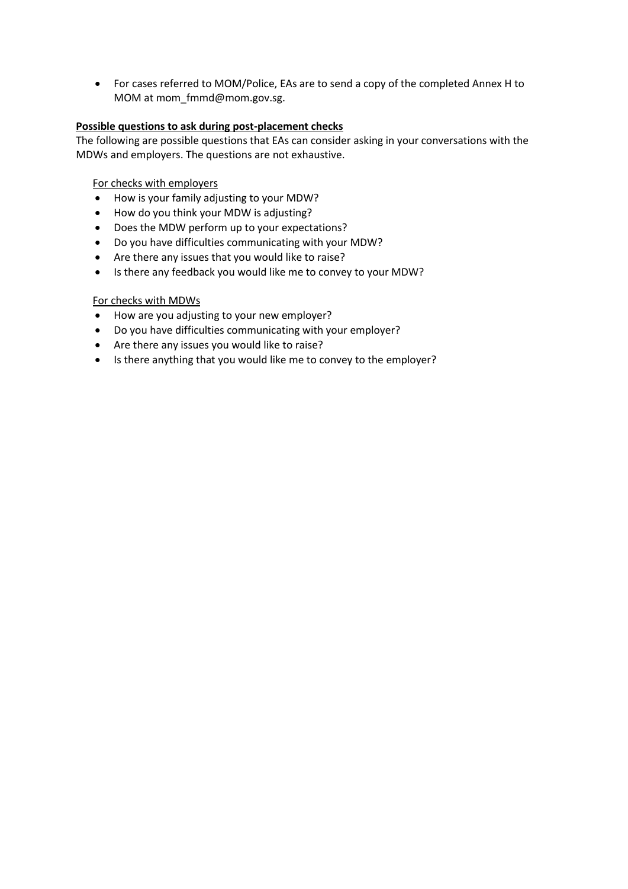- For cases referred to MOM/Police, EAs are to send a copy of the completed Annex H to MOM at mom_fmmd@mom.gov.sg.

**Possible questions to ask during post-placement checks**

The following are possible questions that EAs can consider asking in your conversations with the MDWs and employers. The questions are not exhaustive.

For checks with employers

- How is your family adjusting to your MDW?
- How do you think your MDW is adjusting?
- Does the MDW perform up to your expectations?
- Do you have difficulties communicating with your MDW?
- Are there any issues that you would like to raise?
- Is there any feedback you would like me to convey to your MDW?

For checks with MDWs

- How are you adjusting to your new employer?
- Do you have difficulties communicating with your employer?
- Are there any issues you would like to raise?
- Is there anything that you would like me to convey to the employer?